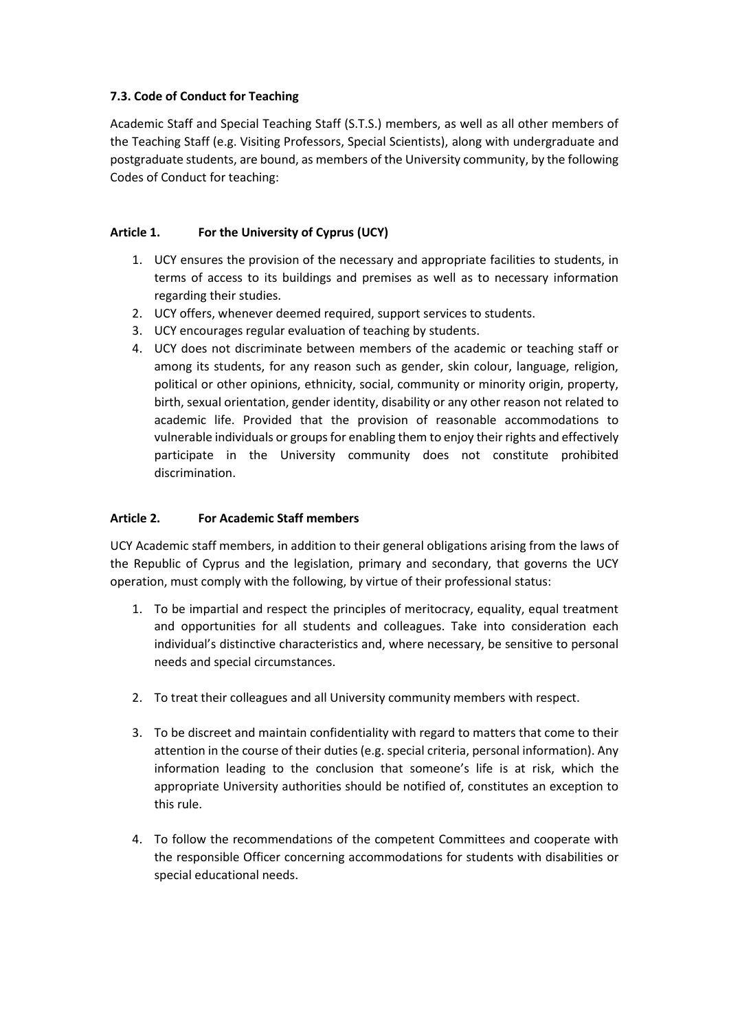### 7.3. Code of Conduct for Teaching

Academic Staff and Special Teaching Staff (S.T.S.) members, as well as all other members of the Teaching Staff (e.g. Visiting Professors, Special Scientists), along with undergraduate and postgraduate students, are bound, as members of the University community, by the following Codes of Conduct for teaching:

#### Article 1. For the University of Cyprus (UCY)

1. UCY ensures the provision of the necessary and appropriate facilities to students, in terms of access to its buildings and premises as well as to necessary information regarding their studies.
2. UCY offers, whenever deemed required, support services to students.
3. UCY encourages regular evaluation of teaching by students.
4. UCY does not discriminate between members of the academic or teaching staff or among its students, for any reason such as gender, skin colour, language, religion, political or other opinions, ethnicity, social, community or minority origin, property, birth, sexual orientation, gender identity, disability or any other reason not related to academic life. Provided that the provision of reasonable accommodations to vulnerable individuals or groups for enabling them to enjoy their rights and effectively participate in the University community does not constitute prohibited discrimination.

#### Article 2. For Academic Staff members

UCY Academic staff members, in addition to their general obligations arising from the laws of the Republic of Cyprus and the legislation, primary and secondary, that governs the UCY operation, must comply with the following, by virtue of their professional status:

1. To be impartial and respect the principles of meritocracy, equality, equal treatment and opportunities for all students and colleagues. Take into consideration each individual's distinctive characteristics and, where necessary, be sensitive to personal needs and special circumstances.

2. To treat their colleagues and all University community members with respect.

3. To be discreet and maintain confidentiality with regard to matters that come to their attention in the course of their duties (e.g. special criteria, personal information). Any information leading to the conclusion that someone's life is at risk, which the appropriate University authorities should be notified of, constitutes an exception to this rule.

4. To follow the recommendations of the competent Committees and cooperate with the responsible Officer concerning accommodations for students with disabilities or special educational needs.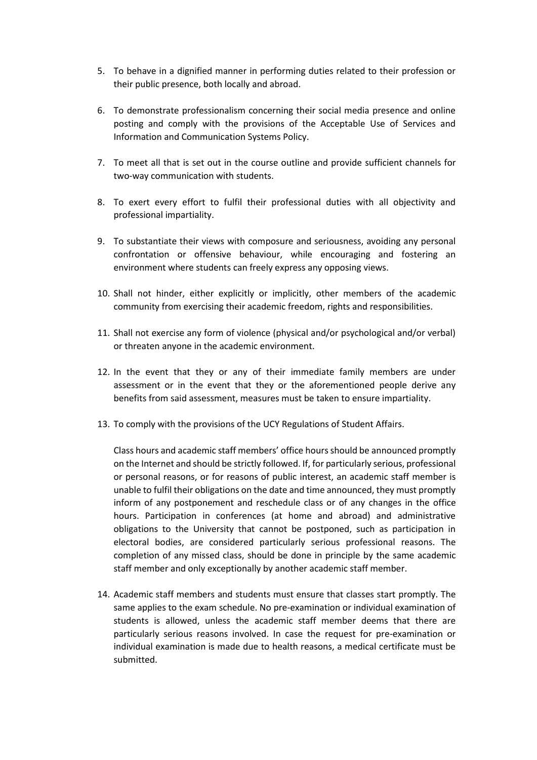5. To behave in a dignified manner in performing duties related to their profession or their public presence, both locally and abroad.

6. To demonstrate professionalism concerning their social media presence and online posting and comply with the provisions of the Acceptable Use of Services and Information and Communication Systems Policy.

7. To meet all that is set out in the course outline and provide sufficient channels for two-way communication with students.

8. To exert every effort to fulfil their professional duties with all objectivity and professional impartiality.

9. To substantiate their views with composure and seriousness, avoiding any personal confrontation or offensive behaviour, while encouraging and fostering an environment where students can freely express any opposing views.

10. Shall not hinder, either explicitly or implicitly, other members of the academic community from exercising their academic freedom, rights and responsibilities.

11. Shall not exercise any form of violence (physical and/or psychological and/or verbal) or threaten anyone in the academic environment.

12. In the event that they or any of their immediate family members are under assessment or in the event that they or the aforementioned people derive any benefits from said assessment, measures must be taken to ensure impartiality.

13. To comply with the provisions of the UCY Regulations of Student Affairs.

    Class hours and academic staff members' office hours should be announced promptly on the Internet and should be strictly followed. If, for particularly serious, professional or personal reasons, or for reasons of public interest, an academic staff member is unable to fulfil their obligations on the date and time announced, they must promptly inform of any postponement and reschedule class or of any changes in the office hours. Participation in conferences (at home and abroad) and administrative obligations to the University that cannot be postponed, such as participation in electoral bodies, are considered particularly serious professional reasons. The completion of any missed class, should be done in principle by the same academic staff member and only exceptionally by another academic staff member.

14. Academic staff members and students must ensure that classes start promptly. The same applies to the exam schedule. No pre-examination or individual examination of students is allowed, unless the academic staff member deems that there are particularly serious reasons involved. In case the request for pre-examination or individual examination is made due to health reasons, a medical certificate must be submitted.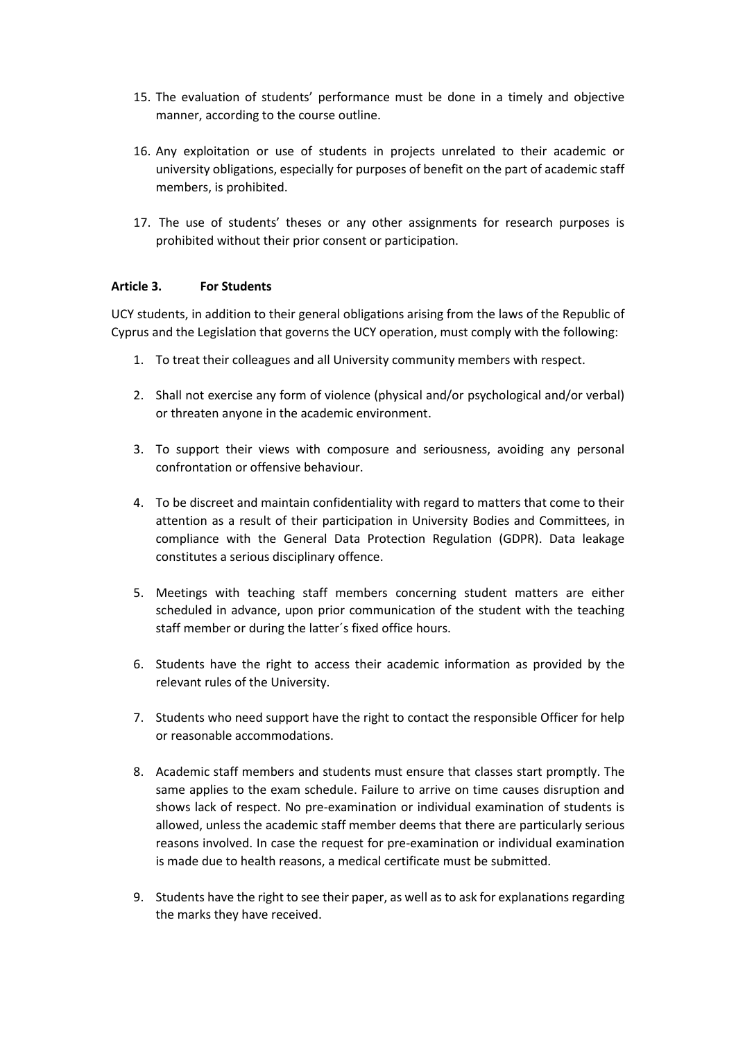15. The evaluation of students' performance must be done in a timely and objective manner, according to the course outline.

16. Any exploitation or use of students in projects unrelated to their academic or university obligations, especially for purposes of benefit on the part of academic staff members, is prohibited.

17. The use of students' theses or any other assignments for research purposes is prohibited without their prior consent or participation.

#### Article 3. For Students

UCY students, in addition to their general obligations arising from the laws of the Republic of Cyprus and the Legislation that governs the UCY operation, must comply with the following:

1. To treat their colleagues and all University community members with respect.

2. Shall not exercise any form of violence (physical and/or psychological and/or verbal) or threaten anyone in the academic environment.

3. To support their views with composure and seriousness, avoiding any personal confrontation or offensive behaviour.

4. To be discreet and maintain confidentiality with regard to matters that come to their attention as a result of their participation in University Bodies and Committees, in compliance with the General Data Protection Regulation (GDPR). Data leakage constitutes a serious disciplinary offence.

5. Meetings with teaching staff members concerning student matters are either scheduled in advance, upon prior communication of the student with the teaching staff member or during the latter´s fixed office hours.

6. Students have the right to access their academic information as provided by the relevant rules of the University.

7. Students who need support have the right to contact the responsible Officer for help or reasonable accommodations.

8. Academic staff members and students must ensure that classes start promptly. The same applies to the exam schedule. Failure to arrive on time causes disruption and shows lack of respect. No pre-examination or individual examination of students is allowed, unless the academic staff member deems that there are particularly serious reasons involved. In case the request for pre-examination or individual examination is made due to health reasons, a medical certificate must be submitted.

9. Students have the right to see their paper, as well as to ask for explanations regarding the marks they have received.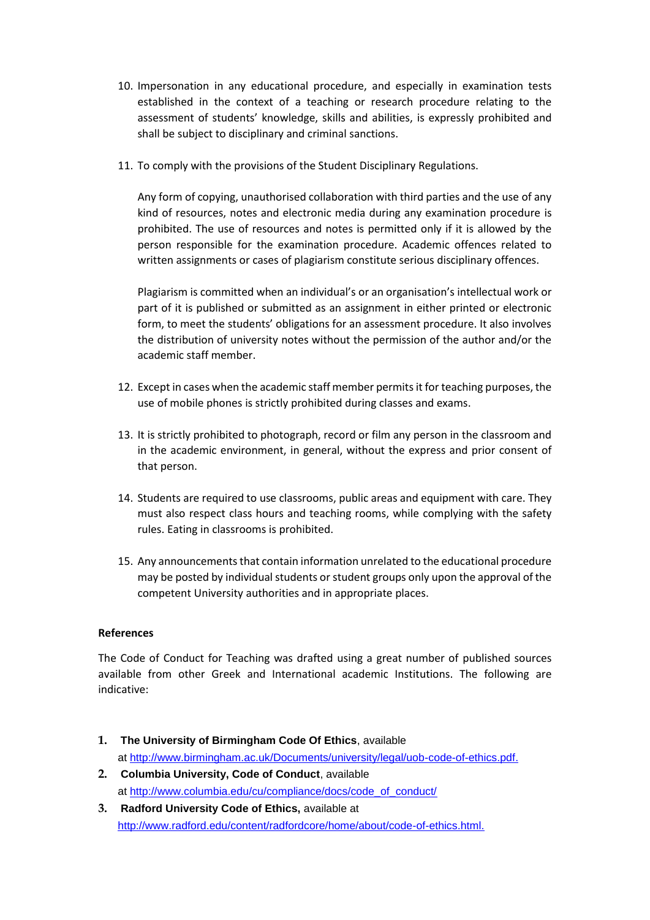10. Impersonation in any educational procedure, and especially in examination tests established in the context of a teaching or research procedure relating to the assessment of students' knowledge, skills and abilities, is expressly prohibited and shall be subject to disciplinary and criminal sanctions.

11. To comply with the provisions of the Student Disciplinary Regulations.

    Any form of copying, unauthorised collaboration with third parties and the use of any kind of resources, notes and electronic media during any examination procedure is prohibited. The use of resources and notes is permitted only if it is allowed by the person responsible for the examination procedure. Academic offences related to written assignments or cases of plagiarism constitute serious disciplinary offences.

    Plagiarism is committed when an individual's or an organisation's intellectual work or part of it is published or submitted as an assignment in either printed or electronic form, to meet the students' obligations for an assessment procedure. It also involves the distribution of university notes without the permission of the author and/or the academic staff member.

12. Except in cases when the academic staff member permits it for teaching purposes, the use of mobile phones is strictly prohibited during classes and exams.

13. It is strictly prohibited to photograph, record or film any person in the classroom and in the academic environment, in general, without the express and prior consent of that person.

14. Students are required to use classrooms, public areas and equipment with care. They must also respect class hours and teaching rooms, while complying with the safety rules. Eating in classrooms is prohibited.

15. Any announcements that contain information unrelated to the educational procedure may be posted by individual students or student groups only upon the approval of the competent University authorities and in appropriate places.

**References**

The Code of Conduct for Teaching was drafted using a great number of published sources available from other Greek and International academic Institutions. The following are indicative:

1. **The University of Birmingham Code Of Ethics**, available at http://www.birmingham.ac.uk/Documents/university/legal/uob-code-of-ethics.pdf.
2. **Columbia University, Code of Conduct**, available at http://www.columbia.edu/cu/compliance/docs/code_of_conduct/
3. **Radford University Code of Ethics,** available at http://www.radford.edu/content/radfordcore/home/about/code-of-ethics.html.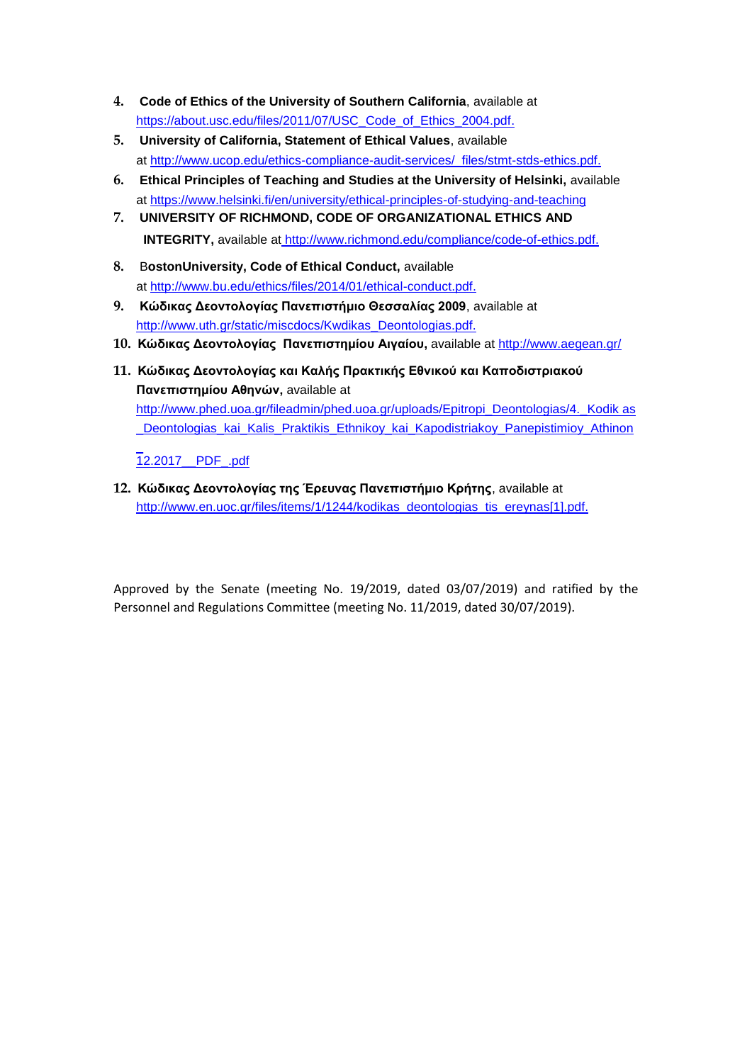4. **Code of Ethics of the University of Southern California**, available at https://about.usc.edu/files/2011/07/USC_Code_of_Ethics_2004.pdf.
5. **University of California, Statement of Ethical Values**, available at http://www.ucop.edu/ethics-compliance-audit-services/_files/stmt-stds-ethics.pdf.
6. **Ethical Principles of Teaching and Studies at the University of Helsinki,** available at https://www.helsinki.fi/en/university/ethical-principles-of-studying-and-teaching
7. **UNIVERSITY OF RICHMOND, CODE OF ORGANIZATIONAL ETHICS AND INTEGRITY,** available at http://www.richmond.edu/compliance/code-of-ethics.pdf.
8. **BostonUniversity, Code of Ethical Conduct,** available at http://www.bu.edu/ethics/files/2014/01/ethical-conduct.pdf.
9. **Κώδικας Δεοντολογίας Πανεπιστήμιο Θεσσαλίας 2009**, available at http://www.uth.gr/static/miscdocs/Kwdikas_Deontologias.pdf.
10. **Κώδικας Δεοντολογίας Πανεπιστημίου Αιγαίου,** available at http://www.aegean.gr/
11. **Κώδικας Δεοντολογίας και Καλής Πρακτικής Εθνικού και Καποδιστριακού Πανεπιστημίου Αθηνών,** available at http://www.phed.uoa.gr/fileadmin/phed.uoa.gr/uploads/Epitropi_Deontologias/4._Kodikas_Deontologias_kai_Kalis_Praktikis_Ethnikoy_kai_Kapodistriakoy_Panepistimioy_Athinon_12.2017__PDF_.pdf
12. **Κώδικας Δεοντολογίας της Έρευνας Πανεπιστήμιο Κρήτης**, available at http://www.en.uoc.gr/files/items/1/1244/kodikas_deontologias_tis_ereynas[1].pdf.

Approved by the Senate (meeting No. 19/2019, dated 03/07/2019) and ratified by the Personnel and Regulations Committee (meeting No. 11/2019, dated 30/07/2019).